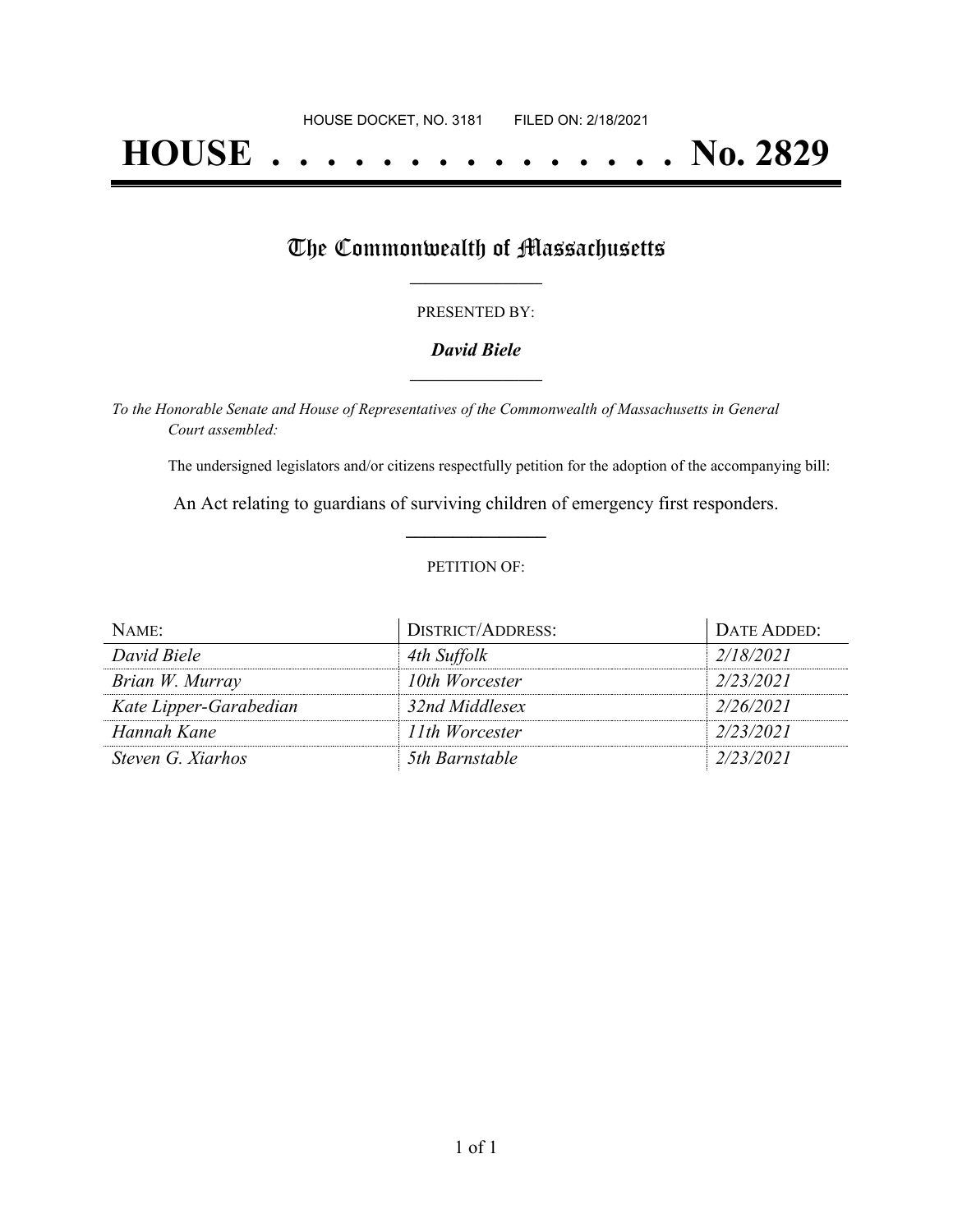HOUSE DOCKET, NO. 3181 FILED ON: 2/18/2021

# HOUSE . . . . . . . . . . . . . . . No. 2829

## The Commonwealth of Massachusetts

PRESENTED BY:

***David Biele***

*To the Honorable Senate and House of Representatives of the Commonwealth of Massachusetts in General Court assembled:*

The undersigned legislators and/or citizens respectfully petition for the adoption of the accompanying bill:

An Act relating to guardians of surviving children of emergency first responders.

PETITION OF:

| NAME: | DISTRICT/ADDRESS: | DATE ADDED: |
| --- | --- | --- |
| *David Biele* | *4th Suffolk* | *2/18/2021* |
| *Brian W. Murray* | *10th Worcester* | *2/23/2021* |
| *Kate Lipper-Garabedian* | *32nd Middlesex* | *2/26/2021* |
| *Hannah Kane* | *11th Worcester* | *2/23/2021* |
| *Steven G. Xiarhos* | *5th Barnstable* | *2/23/2021* |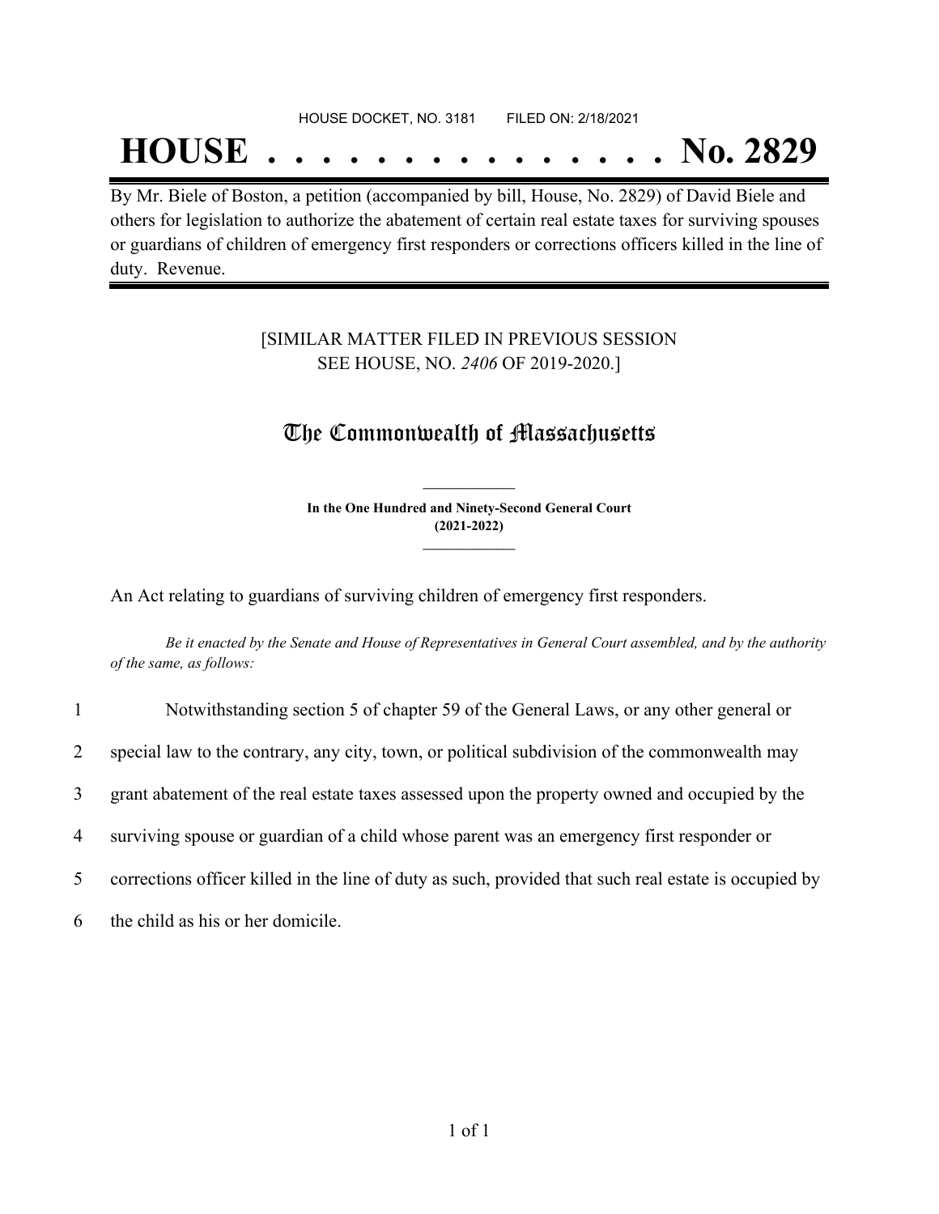HOUSE DOCKET, NO. 3181 FILED ON: 2/18/2021

# HOUSE . . . . . . . . . . . . . . . No. 2829

By Mr. Biele of Boston, a petition (accompanied by bill, House, No. 2829) of David Biele and others for legislation to authorize the abatement of certain real estate taxes for surviving spouses or guardians of children of emergency first responders or corrections officers killed in the line of duty. Revenue.

[SIMILAR MATTER FILED IN PREVIOUS SESSION
SEE HOUSE, NO. *2406* OF 2019-2020.]

## The Commonwealth of Massachusetts

**In the One Hundred and Ninety-Second General Court**
**(2021-2022)**

An Act relating to guardians of surviving children of emergency first responders.

*Be it enacted by the Senate and House of Representatives in General Court assembled, and by the authority of the same, as follows:*

1 Notwithstanding section 5 of chapter 59 of the General Laws, or any other general or
2 special law to the contrary, any city, town, or political subdivision of the commonwealth may
3 grant abatement of the real estate taxes assessed upon the property owned and occupied by the
4 surviving spouse or guardian of a child whose parent was an emergency first responder or
5 corrections officer killed in the line of duty as such, provided that such real estate is occupied by
6 the child as his or her domicile.